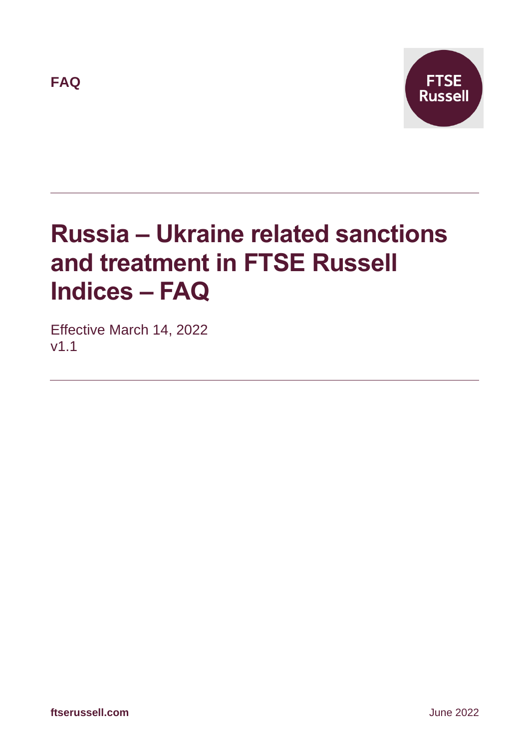FAQ

FTSE Russell

# Russia – Ukraine related sanctions and treatment in FTSE Russell Indices – FAQ

Effective March 14, 2022
v1.1

ftserussell.com

June 2022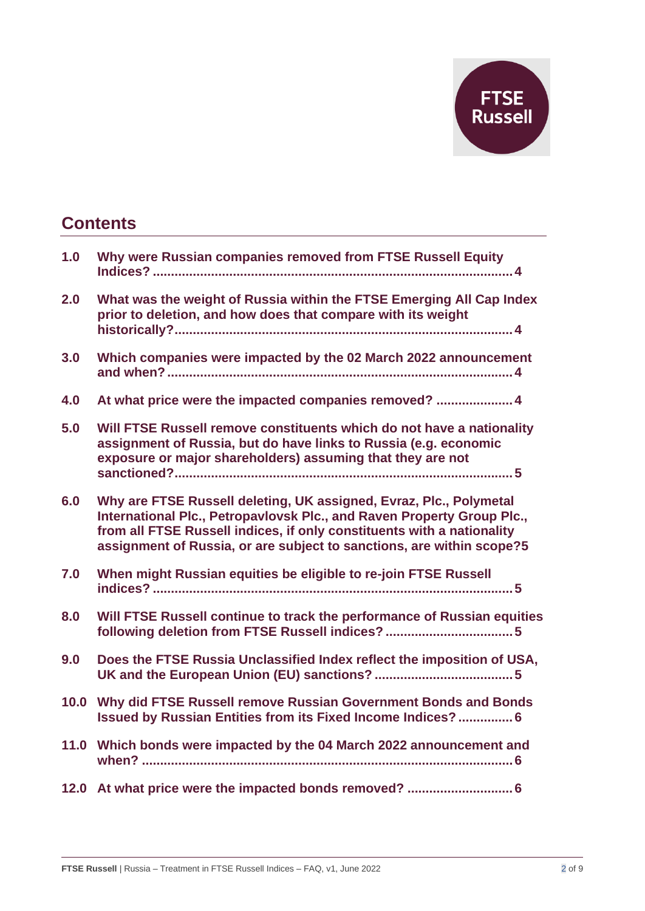## Contents

| | | |
|---|---|---|
| **1.0** | **Why were Russian companies removed from FTSE Russell Equity Indices?** | **4** |
| **2.0** | **What was the weight of Russia within the FTSE Emerging All Cap Index prior to deletion, and how does that compare with its weight historically?** | **4** |
| **3.0** | **Which companies were impacted by the 02 March 2022 announcement and when?** | **4** |
| **4.0** | **At what price were the impacted companies removed?** | **4** |
| **5.0** | **Will FTSE Russell remove constituents which do not have a nationality assignment of Russia, but do have links to Russia (e.g. economic exposure or major shareholders) assuming that they are not sanctioned?** | **5** |
| **6.0** | **Why are FTSE Russell deleting, UK assigned, Evraz, Plc., Polymetal International Plc., Petropavlovsk Plc., and Raven Property Group Plc., from all FTSE Russell indices, if only constituents with a nationality assignment of Russia, or are subject to sanctions, are within scope?** | **5** |
| **7.0** | **When might Russian equities be eligible to re-join FTSE Russell indices?** | **5** |
| **8.0** | **Will FTSE Russell continue to track the performance of Russian equities following deletion from FTSE Russell indices?** | **5** |
| **9.0** | **Does the FTSE Russia Unclassified Index reflect the imposition of USA, UK and the European Union (EU) sanctions?** | **5** |
| **10.0** | **Why did FTSE Russell remove Russian Government Bonds and Bonds Issued by Russian Entities from its Fixed Income Indices?** | **6** |
| **11.0** | **Which bonds were impacted by the 04 March 2022 announcement and when?** | **6** |
| **12.0** | **At what price were the impacted bonds removed?** | **6** |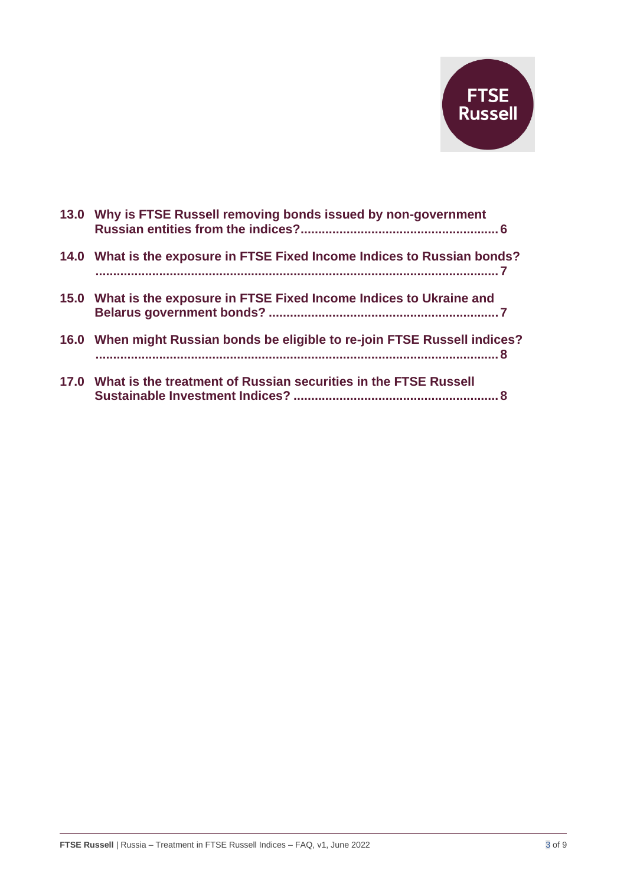13.0 Why is FTSE Russell removing bonds issued by non-government Russian entities from the indices? ........................................................ 6

14.0 What is the exposure in FTSE Fixed Income Indices to Russian bonds? ........................................................................................................ 7

15.0 What is the exposure in FTSE Fixed Income Indices to Ukraine and Belarus government bonds? ................................................................. 7

16.0 When might Russian bonds be eligible to re-join FTSE Russell indices? ........................................................................................................ 8

17.0 What is the treatment of Russian securities in the FTSE Russell Sustainable Investment Indices? ......................................................... 8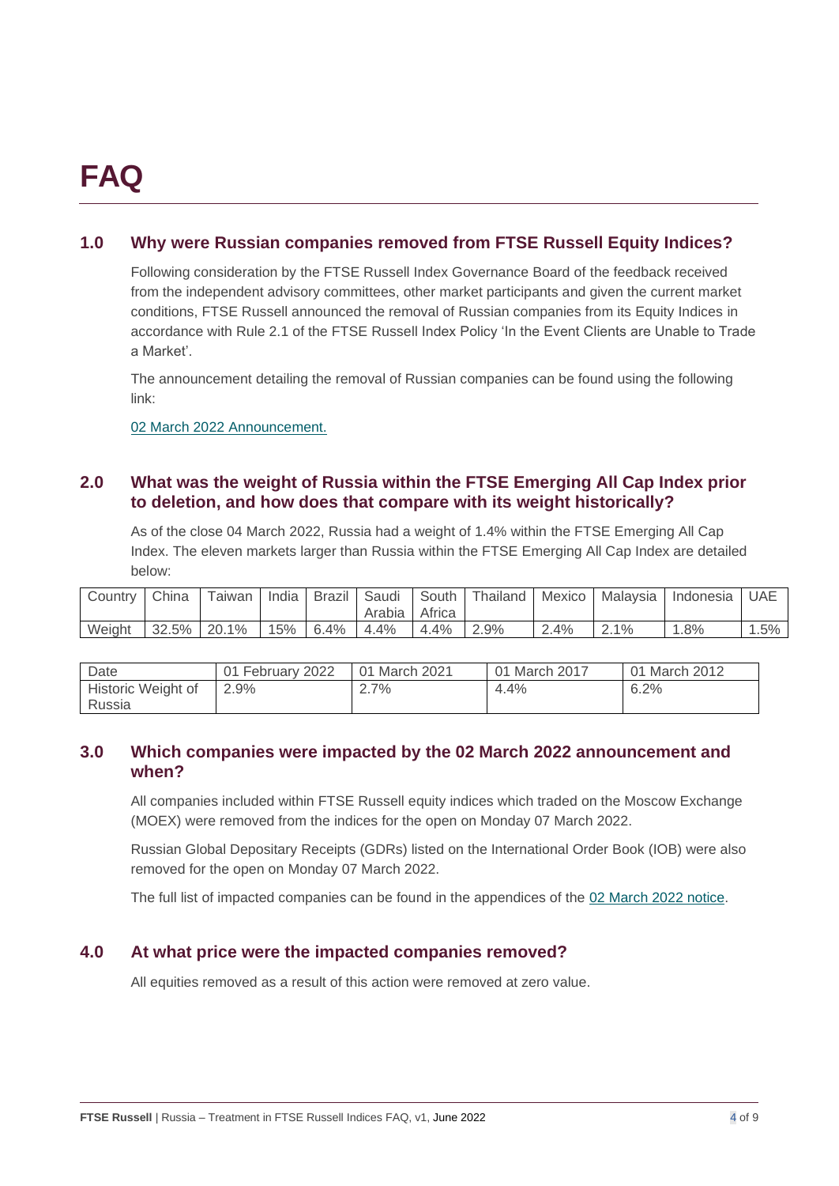# FAQ

## 1.0 Why were Russian companies removed from FTSE Russell Equity Indices?

Following consideration by the FTSE Russell Index Governance Board of the feedback received from the independent advisory committees, other market participants and given the current market conditions, FTSE Russell announced the removal of Russian companies from its Equity Indices in accordance with Rule 2.1 of the FTSE Russell Index Policy 'In the Event Clients are Unable to Trade a Market'.

The announcement detailing the removal of Russian companies can be found using the following link:

02 March 2022 Announcement.

## 2.0 What was the weight of Russia within the FTSE Emerging All Cap Index prior to deletion, and how does that compare with its weight historically?

As of the close 04 March 2022, Russia had a weight of 1.4% within the FTSE Emerging All Cap Index. The eleven markets larger than Russia within the FTSE Emerging All Cap Index are detailed below:

| Country | China | Taiwan | India | Brazil | Saudi Arabia | South Africa | Thailand | Mexico | Malaysia | Indonesia | UAE |
|---|---|---|---|---|---|---|---|---|---|---|---|
| Weight | 32.5% | 20.1% | 15% | 6.4% | 4.4% | 4.4% | 2.9% | 2.4% | 2.1% | 1.8% | 1.5% |

| Date | 01 February 2022 | 01 March 2021 | 01 March 2017 | 01 March 2012 |
|---|---|---|---|---|
| Historic Weight of Russia | 2.9% | 2.7% | 4.4% | 6.2% |

## 3.0 Which companies were impacted by the 02 March 2022 announcement and when?

All companies included within FTSE Russell equity indices which traded on the Moscow Exchange (MOEX) were removed from the indices for the open on Monday 07 March 2022.

Russian Global Depositary Receipts (GDRs) listed on the International Order Book (IOB) were also removed for the open on Monday 07 March 2022.

The full list of impacted companies can be found in the appendices of the 02 March 2022 notice.

## 4.0 At what price were the impacted companies removed?

All equities removed as a result of this action were removed at zero value.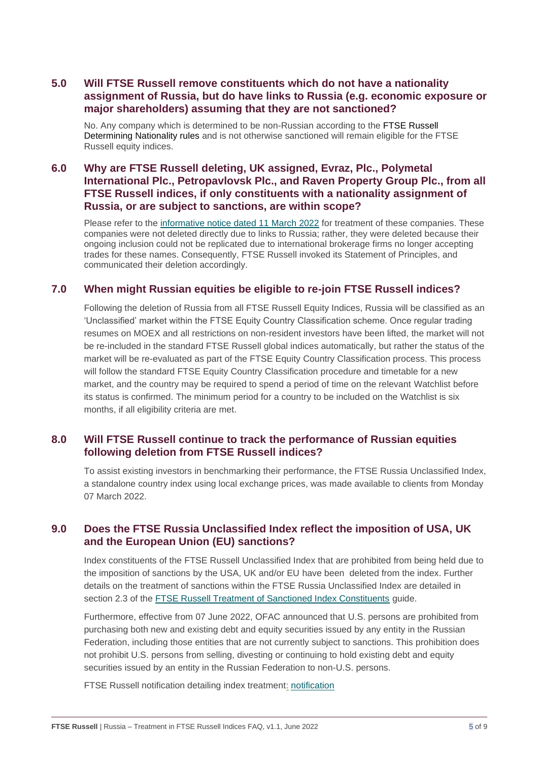## 5.0 Will FTSE Russell remove constituents which do not have a nationality assignment of Russia, but do have links to Russia (e.g. economic exposure or major shareholders) assuming that they are not sanctioned?

No. Any company which is determined to be non-Russian according to the FTSE Russell Determining Nationality rules and is not otherwise sanctioned will remain eligible for the FTSE Russell equity indices.

## 6.0 Why are FTSE Russell deleting, UK assigned, Evraz, Plc., Polymetal International Plc., Petropavlovsk Plc., and Raven Property Group Plc., from all FTSE Russell indices, if only constituents with a nationality assignment of Russia, or are subject to sanctions, are within scope?

Please refer to the informative notice dated 11 March 2022 for treatment of these companies. These companies were not deleted directly due to links to Russia; rather, they were deleted because their ongoing inclusion could not be replicated due to international brokerage firms no longer accepting trades for these names. Consequently, FTSE Russell invoked its Statement of Principles, and communicated their deletion accordingly.

## 7.0 When might Russian equities be eligible to re-join FTSE Russell indices?

Following the deletion of Russia from all FTSE Russell Equity Indices, Russia will be classified as an 'Unclassified' market within the FTSE Equity Country Classification scheme. Once regular trading resumes on MOEX and all restrictions on non-resident investors have been lifted, the market will not be re-included in the standard FTSE Russell global indices automatically, but rather the status of the market will be re-evaluated as part of the FTSE Equity Country Classification process. This process will follow the standard FTSE Equity Country Classification procedure and timetable for a new market, and the country may be required to spend a period of time on the relevant Watchlist before its status is confirmed. The minimum period for a country to be included on the Watchlist is six months, if all eligibility criteria are met.

## 8.0 Will FTSE Russell continue to track the performance of Russian equities following deletion from FTSE Russell indices?

To assist existing investors in benchmarking their performance, the FTSE Russia Unclassified Index, a standalone country index using local exchange prices, was made available to clients from Monday 07 March 2022.

## 9.0 Does the FTSE Russia Unclassified Index reflect the imposition of USA, UK and the European Union (EU) sanctions?

Index constituents of the FTSE Russell Unclassified Index that are prohibited from being held due to the imposition of sanctions by the USA, UK and/or EU have been deleted from the index. Further details on the treatment of sanctions within the FTSE Russia Unclassified Index are detailed in section 2.3 of the FTSE Russell Treatment of Sanctioned Index Constituents guide.

Furthermore, effective from 07 June 2022, OFAC announced that U.S. persons are prohibited from purchasing both new and existing debt and equity securities issued by any entity in the Russian Federation, including those entities that are not currently subject to sanctions. This prohibition does not prohibit U.S. persons from selling, divesting or continuing to hold existing debt and equity securities issued by an entity in the Russian Federation to non-U.S. persons.

FTSE Russell notification detailing index treatment: notification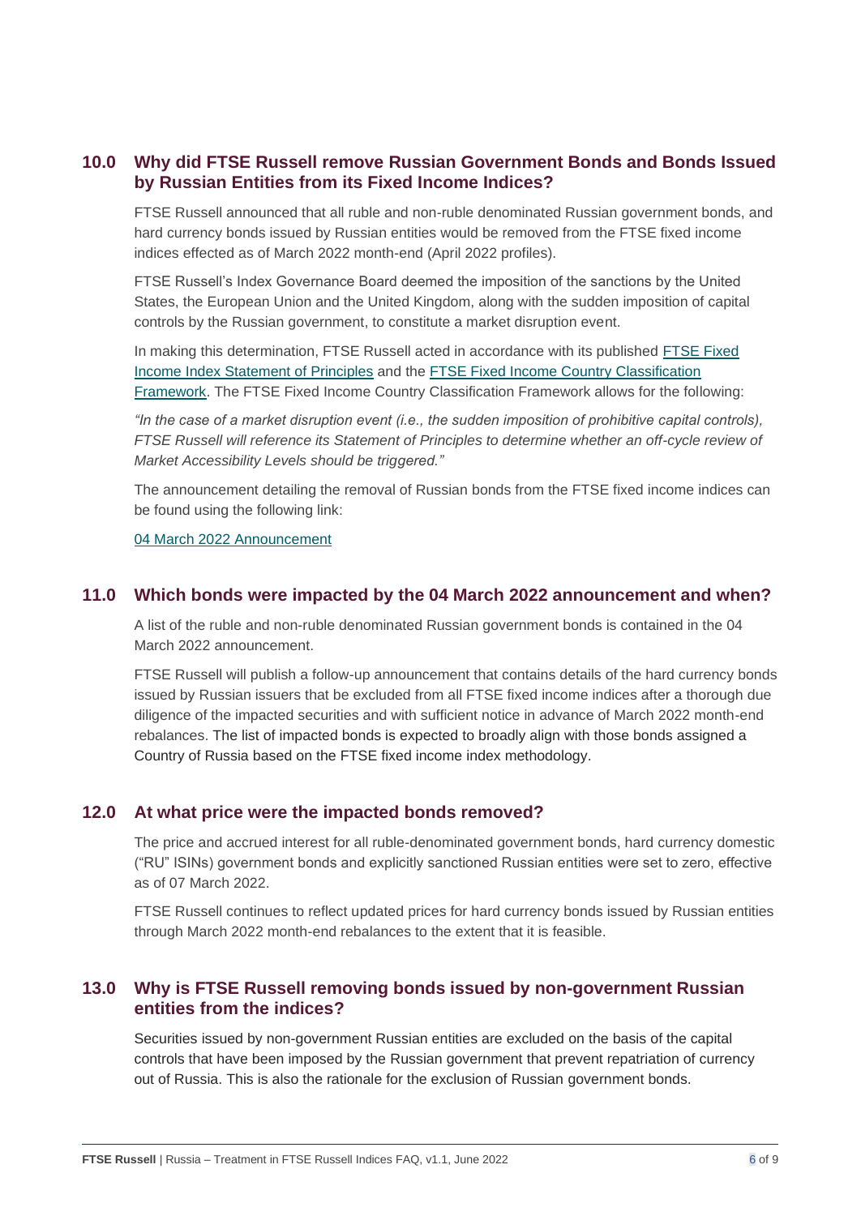## 10.0 Why did FTSE Russell remove Russian Government Bonds and Bonds Issued by Russian Entities from its Fixed Income Indices?

FTSE Russell announced that all ruble and non-ruble denominated Russian government bonds, and hard currency bonds issued by Russian entities would be removed from the FTSE fixed income indices effected as of March 2022 month-end (April 2022 profiles).

FTSE Russell's Index Governance Board deemed the imposition of the sanctions by the United States, the European Union and the United Kingdom, along with the sudden imposition of capital controls by the Russian government, to constitute a market disruption event.

In making this determination, FTSE Russell acted in accordance with its published FTSE Fixed Income Index Statement of Principles and the FTSE Fixed Income Country Classification Framework. The FTSE Fixed Income Country Classification Framework allows for the following:

*"In the case of a market disruption event (i.e., the sudden imposition of prohibitive capital controls), FTSE Russell will reference its Statement of Principles to determine whether an off-cycle review of Market Accessibility Levels should be triggered."*

The announcement detailing the removal of Russian bonds from the FTSE fixed income indices can be found using the following link:

04 March 2022 Announcement

## 11.0 Which bonds were impacted by the 04 March 2022 announcement and when?

A list of the ruble and non-ruble denominated Russian government bonds is contained in the 04 March 2022 announcement.

FTSE Russell will publish a follow-up announcement that contains details of the hard currency bonds issued by Russian issuers that be excluded from all FTSE fixed income indices after a thorough due diligence of the impacted securities and with sufficient notice in advance of March 2022 month-end rebalances. The list of impacted bonds is expected to broadly align with those bonds assigned a Country of Russia based on the FTSE fixed income index methodology.

## 12.0 At what price were the impacted bonds removed?

The price and accrued interest for all ruble-denominated government bonds, hard currency domestic ("RU" ISINs) government bonds and explicitly sanctioned Russian entities were set to zero, effective as of 07 March 2022.

FTSE Russell continues to reflect updated prices for hard currency bonds issued by Russian entities through March 2022 month-end rebalances to the extent that it is feasible.

## 13.0 Why is FTSE Russell removing bonds issued by non-government Russian entities from the indices?

Securities issued by non-government Russian entities are excluded on the basis of the capital controls that have been imposed by the Russian government that prevent repatriation of currency out of Russia. This is also the rationale for the exclusion of Russian government bonds.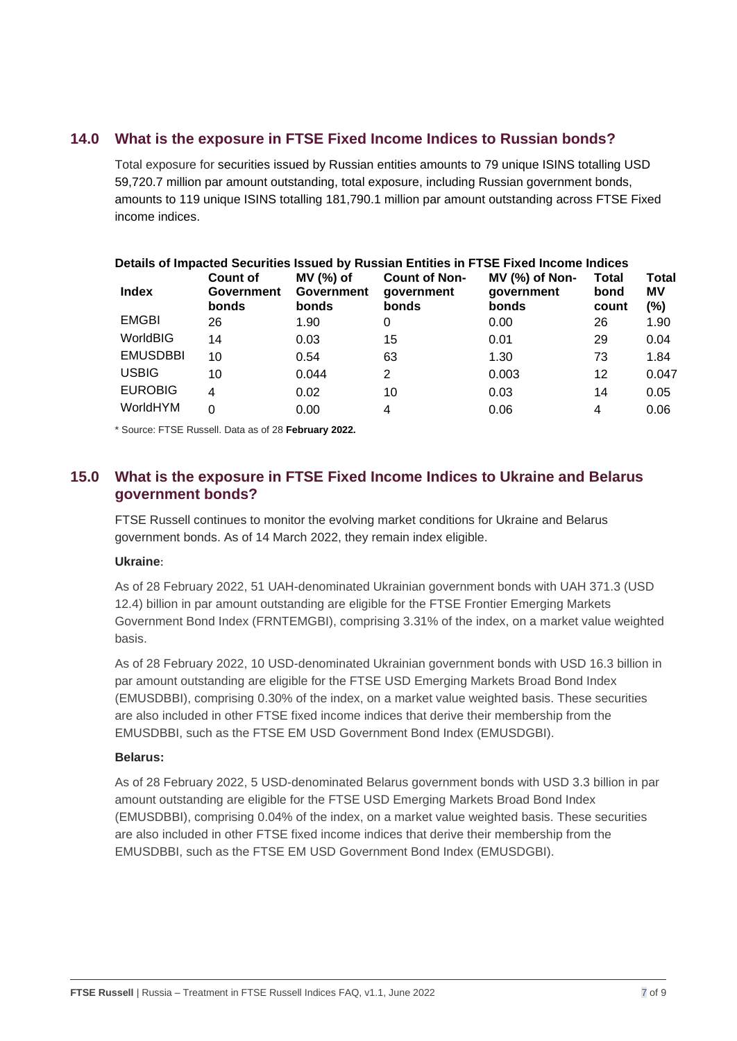## 14.0 What is the exposure in FTSE Fixed Income Indices to Russian bonds?

Total exposure for securities issued by Russian entities amounts to 79 unique ISINS totalling USD 59,720.7 million par amount outstanding, total exposure, including Russian government bonds, amounts to 119 unique ISINS totalling 181,790.1 million par amount outstanding across FTSE Fixed income indices.

**Details of Impacted Securities Issued by Russian Entities in FTSE Fixed Income Indices**

| Index | Count of Government bonds | MV (%) of Government bonds | Count of Non-government bonds | MV (%) of Non-government bonds | Total bond count | Total MV (%) |
|---|---|---|---|---|---|---|
| EMGBI | 26 | 1.90 | 0 | 0.00 | 26 | 1.90 |
| WorldBIG | 14 | 0.03 | 15 | 0.01 | 29 | 0.04 |
| EMUSDBBI | 10 | 0.54 | 63 | 1.30 | 73 | 1.84 |
| USBIG | 10 | 0.044 | 2 | 0.003 | 12 | 0.047 |
| EUROBIG | 4 | 0.02 | 10 | 0.03 | 14 | 0.05 |
| WorldHYM | 0 | 0.00 | 4 | 0.06 | 4 | 0.06 |

\* Source: FTSE Russell. Data as of 28 **February 2022.**

## 15.0 What is the exposure in FTSE Fixed Income Indices to Ukraine and Belarus government bonds?

FTSE Russell continues to monitor the evolving market conditions for Ukraine and Belarus government bonds. As of 14 March 2022, they remain index eligible.

**Ukraine**:

As of 28 February 2022, 51 UAH-denominated Ukrainian government bonds with UAH 371.3 (USD 12.4) billion in par amount outstanding are eligible for the FTSE Frontier Emerging Markets Government Bond Index (FRNTEMGBI), comprising 3.31% of the index, on a market value weighted basis.

As of 28 February 2022, 10 USD-denominated Ukrainian government bonds with USD 16.3 billion in par amount outstanding are eligible for the FTSE USD Emerging Markets Broad Bond Index (EMUSDBBI), comprising 0.30% of the index, on a market value weighted basis. These securities are also included in other FTSE fixed income indices that derive their membership from the EMUSDBBI, such as the FTSE EM USD Government Bond Index (EMUSDGBI).

**Belarus:**

As of 28 February 2022, 5 USD-denominated Belarus government bonds with USD 3.3 billion in par amount outstanding are eligible for the FTSE USD Emerging Markets Broad Bond Index (EMUSDBBI), comprising 0.04% of the index, on a market value weighted basis. These securities are also included in other FTSE fixed income indices that derive their membership from the EMUSDBBI, such as the FTSE EM USD Government Bond Index (EMUSDGBI).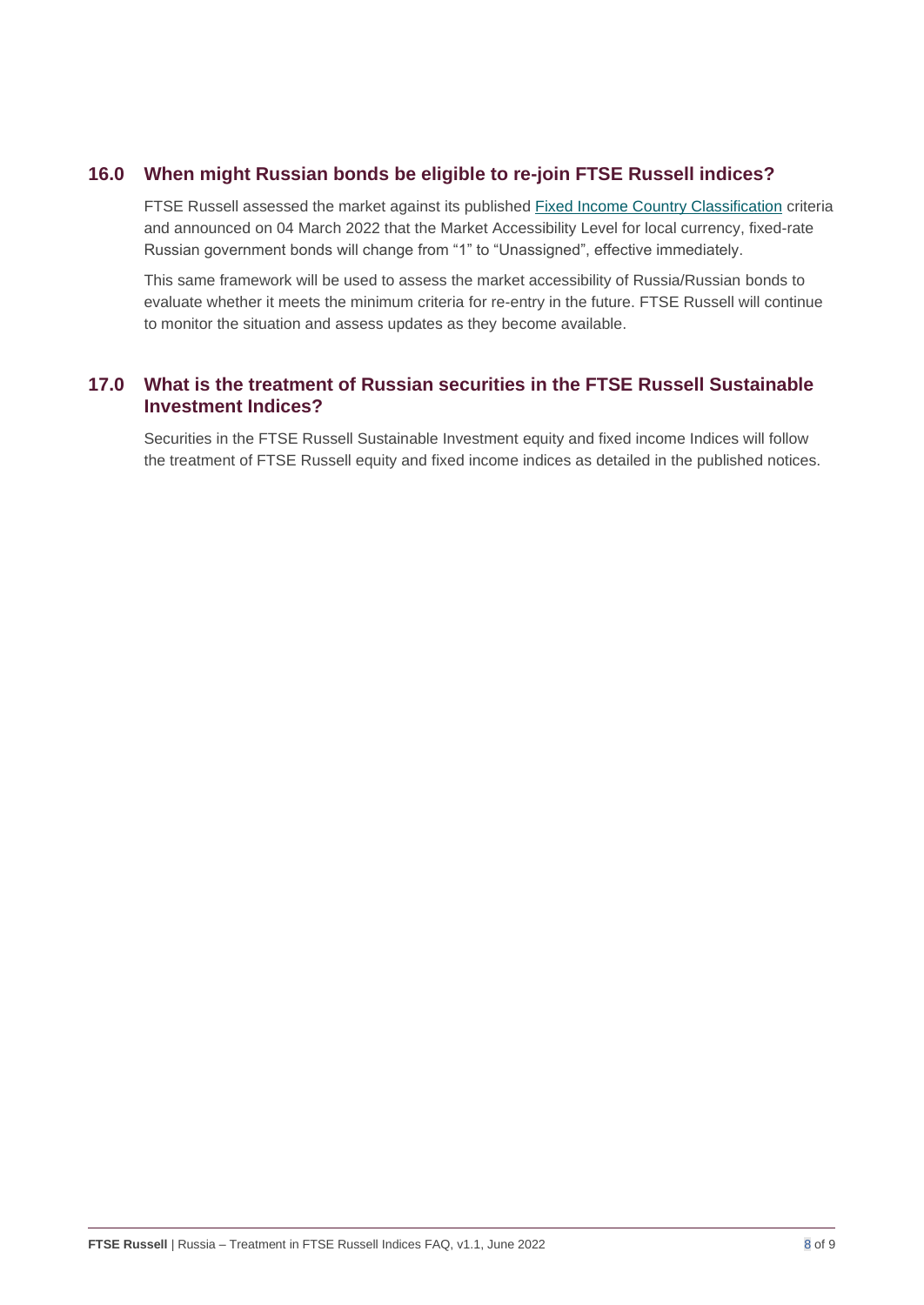## 16.0 When might Russian bonds be eligible to re-join FTSE Russell indices?

FTSE Russell assessed the market against its published [Fixed Income Country Classification] criteria and announced on 04 March 2022 that the Market Accessibility Level for local currency, fixed-rate Russian government bonds will change from "1" to "Unassigned", effective immediately.

This same framework will be used to assess the market accessibility of Russia/Russian bonds to evaluate whether it meets the minimum criteria for re-entry in the future. FTSE Russell will continue to monitor the situation and assess updates as they become available.

## 17.0 What is the treatment of Russian securities in the FTSE Russell Sustainable Investment Indices?

Securities in the FTSE Russell Sustainable Investment equity and fixed income Indices will follow the treatment of FTSE Russell equity and fixed income indices as detailed in the published notices.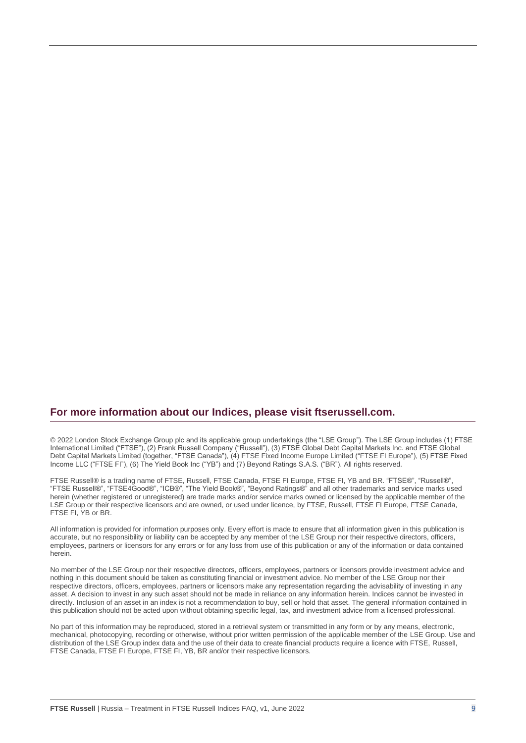## For more information about our Indices, please visit ftserussell.com.

© 2022 London Stock Exchange Group plc and its applicable group undertakings (the "LSE Group"). The LSE Group includes (1) FTSE International Limited ("FTSE"), (2) Frank Russell Company ("Russell"), (3) FTSE Global Debt Capital Markets Inc. and FTSE Global Debt Capital Markets Limited (together, "FTSE Canada"), (4) FTSE Fixed Income Europe Limited ("FTSE FI Europe"), (5) FTSE Fixed Income LLC ("FTSE FI"), (6) The Yield Book Inc ("YB") and (7) Beyond Ratings S.A.S. ("BR"). All rights reserved.

FTSE Russell® is a trading name of FTSE, Russell, FTSE Canada, FTSE FI Europe, FTSE FI, YB and BR. "FTSE®", "Russell®", "FTSE Russell®", "FTSE4Good®", "ICB®", "The Yield Book®", "Beyond Ratings®" and all other trademarks and service marks used herein (whether registered or unregistered) are trade marks and/or service marks owned or licensed by the applicable member of the LSE Group or their respective licensors and are owned, or used under licence, by FTSE, Russell, FTSE FI Europe, FTSE Canada, FTSE FI, YB or BR.

All information is provided for information purposes only. Every effort is made to ensure that all information given in this publication is accurate, but no responsibility or liability can be accepted by any member of the LSE Group nor their respective directors, officers, employees, partners or licensors for any errors or for any loss from use of this publication or any of the information or data contained herein.

No member of the LSE Group nor their respective directors, officers, employees, partners or licensors provide investment advice and nothing in this document should be taken as constituting financial or investment advice. No member of the LSE Group nor their respective directors, officers, employees, partners or licensors make any representation regarding the advisability of investing in any asset. A decision to invest in any such asset should not be made in reliance on any information herein. Indices cannot be invested in directly. Inclusion of an asset in an index is not a recommendation to buy, sell or hold that asset. The general information contained in this publication should not be acted upon without obtaining specific legal, tax, and investment advice from a licensed professional.

No part of this information may be reproduced, stored in a retrieval system or transmitted in any form or by any means, electronic, mechanical, photocopying, recording or otherwise, without prior written permission of the applicable member of the LSE Group. Use and distribution of the LSE Group index data and the use of their data to create financial products require a licence with FTSE, Russell, FTSE Canada, FTSE FI Europe, FTSE FI, YB, BR and/or their respective licensors.